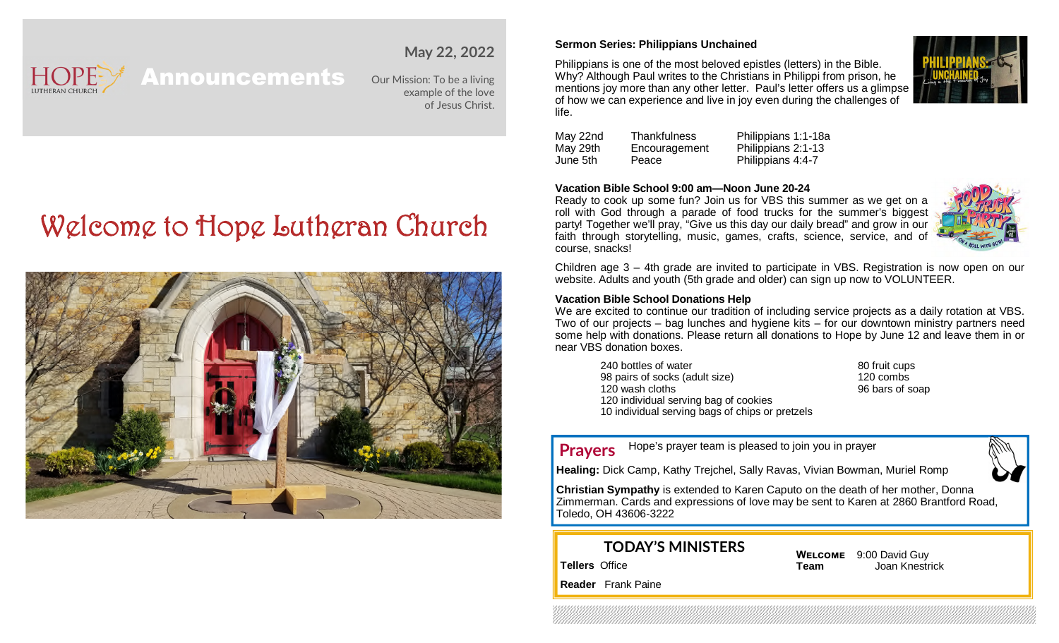HOPE LUTHERAN CHURCH

# Announcements

**May 22, 2022**

Our Mission: To be a living example of the love of Jesus Christ.

# Welcome to Hope Lutheran Church

### Sermon Series: Philippians Unchained

Philippians is one of the most beloved epistles (letters) in the Bible. Why? Although Paul writes to the Christians in Philippi from prison, he mentions joy more than any other letter. Paul's letter offers us a glimpse of how we can experience and live in joy even during the challenges of life.

| | | |
|---|---|---|
| May 22nd | Thankfulness | Philippians 1:1-18a |
| May 29th | Encouragement | Philippians 2:1-13 |
| June 5th | Peace | Philippians 4:4-7 |

### Vacation Bible School 9:00 am—Noon June 20-24

Ready to cook up some fun? Join us for VBS this summer as we get on a roll with God through a parade of food trucks for the summer's biggest party! Together we'll pray, "Give us this day our daily bread" and grow in our faith through storytelling, music, games, crafts, science, service, and of course, snacks!

Children age 3 – 4th grade are invited to participate in VBS. Registration is now open on our website. Adults and youth (5th grade and older) can sign up now to VOLUNTEER.

### Vacation Bible School Donations Help

We are excited to continue our tradition of including service projects as a daily rotation at VBS. Two of our projects – bag lunches and hygiene kits – for our downtown ministry partners need some help with donations. Please return all donations to Hope by June 12 and leave them in or near VBS donation boxes.

- 240 bottles of water
- 98 pairs of socks (adult size)
- 120 wash cloths
- 120 individual serving bag of cookies
- 10 individual serving bags of chips or pretzels
- 80 fruit cups
- 120 combs
- 96 bars of soap

## Prayers

Hope's prayer team is pleased to join you in prayer

**Healing:** Dick Camp, Kathy Trejchel, Sally Ravas, Vivian Bowman, Muriel Romp

**Christian Sympathy** is extended to Karen Caputo on the death of her mother, Donna Zimmerman. Cards and expressions of love may be sent to Karen at 2860 Brantford Road, Toledo, OH 43606-3222

## TODAY'S MINISTERS

**Tellers** Office

**Reader** Frank Paine

**Welcome Team** 9:00 David Guy, Joan Knestrick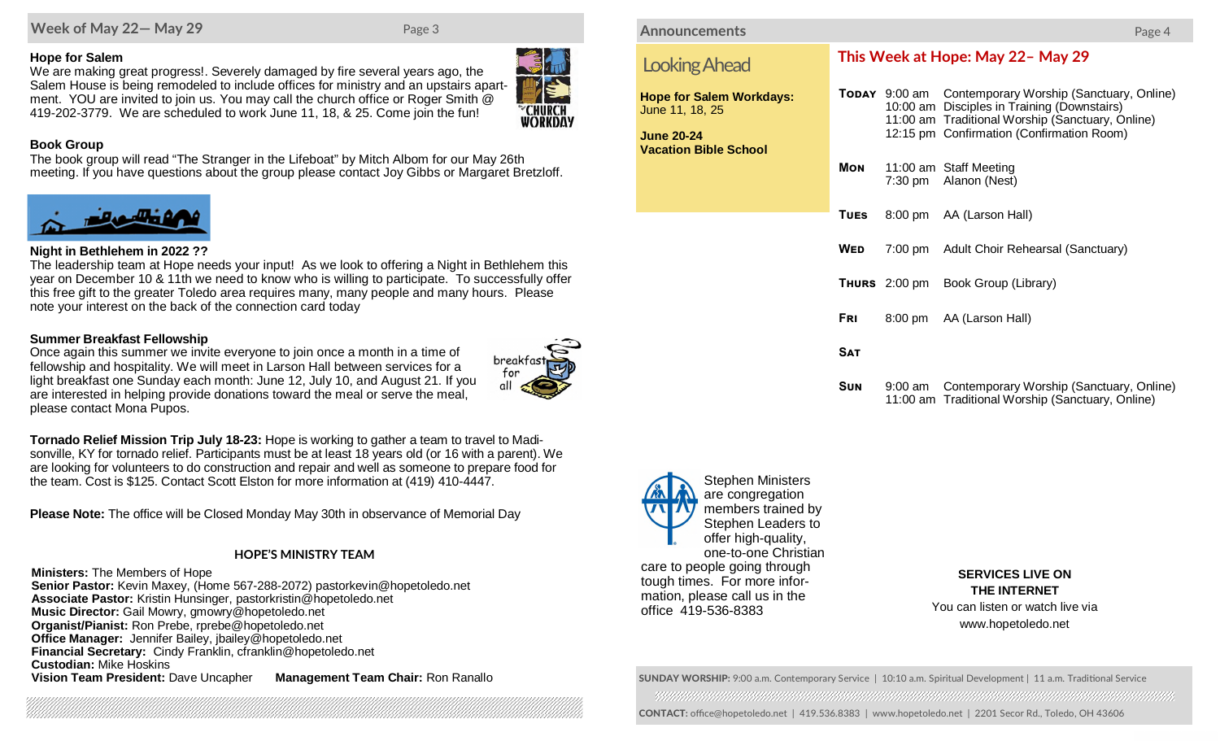## Hope for Salem

We are making great progress!. Severely damaged by fire several years ago, the Salem House is being remodeled to include offices for ministry and an upstairs apartment. YOU are invited to join us. You may call the church office or Roger Smith @ 419-202-3779. We are scheduled to work June 11, 18, & 25. Come join the fun!

## Book Group

The book group will read "The Stranger in the Lifeboat" by Mitch Albom for our May 26th meeting. If you have questions about the group please contact Joy Gibbs or Margaret Bretzloff.

## Night in Bethlehem in 2022 ??

The leadership team at Hope needs your input! As we look to offering a Night in Bethlehem this year on December 10 & 11th we need to know who is willing to participate. To successfully offer this free gift to the greater Toledo area requires many, many people and many hours. Please note your interest on the back of the connection card today

## Summer Breakfast Fellowship

Once again this summer we invite everyone to join once a month in a time of fellowship and hospitality. We will meet in Larson Hall between services for a light breakfast one Sunday each month: June 12, July 10, and August 21. If you are interested in helping provide donations toward the meal or serve the meal, please contact Mona Pupos.

**Tornado Relief Mission Trip July 18-23:** Hope is working to gather a team to travel to Madisonville, KY for tornado relief. Participants must be at least 18 years old (or 16 with a parent). We are looking for volunteers to do construction and repair and well as someone to prepare food for the team. Cost is $125. Contact Scott Elston for more information at (419) 410-4447.

**Please Note:** The office will be Closed Monday May 30th in observance of Memorial Day

### HOPE'S MINISTRY TEAM

**Ministers:** The Members of Hope
**Senior Pastor:** Kevin Maxey, (Home 567-288-2072) pastorkevin@hopetoledo.net
**Associate Pastor:** Kristin Hunsinger, pastorkristin@hopetoledo.net
**Music Director:** Gail Mowry, gmowry@hopetoledo.net
**Organist/Pianist:** Ron Prebe, rprebe@hopetoledo.net
**Office Manager:** Jennifer Bailey, jbailey@hopetoledo.net
**Financial Secretary:** Cindy Franklin, cfranklin@hopetoledo.net
**Custodian:** Mike Hoskins
**Vision Team President:** Dave Uncapher **Management Team Chair:** Ron Ranallo

## Announcements

### Looking Ahead

**Hope for Salem Workdays:**
June 11, 18, 25

**June 20-24**
**Vacation Bible School**

### This Week at Hope: May 22– May 29

| | | |
|---|---|---|
| **TODAY** | 9:00 am | Contemporary Worship (Sanctuary, Online) |
| | 10:00 am | Disciples in Training (Downstairs) |
| | 11:00 am | Traditional Worship (Sanctuary, Online) |
| | 12:15 pm | Confirmation (Confirmation Room) |
| **MON** | 11:00 am | Staff Meeting |
| | 7:30 pm | Alanon (Nest) |
| **TUES** | 8:00 pm | AA (Larson Hall) |
| **WED** | 7:00 pm | Adult Choir Rehearsal (Sanctuary) |
| **THURS** | 2:00 pm | Book Group (Library) |
| **FRI** | 8:00 pm | AA (Larson Hall) |
| **SAT** | | |
| **SUN** | 9:00 am | Contemporary Worship (Sanctuary, Online) |
| | 11:00 am | Traditional Worship (Sanctuary, Online) |

Stephen Ministers are congregation members trained by Stephen Leaders to offer high-quality, one-to-one Christian care to people going through tough times. For more information, please call us in the office 419-536-8383

**SERVICES LIVE ON THE INTERNET**
You can listen or watch live via www.hopetoledo.net

**SUNDAY WORSHIP:** 9:00 a.m. Contemporary Service | 10:10 a.m. Spiritual Development | 11 a.m. Traditional Service

**CONTACT:** office@hopetoledo.net | 419.536.8383 | www.hopetoledo.net | 2201 Secor Rd., Toledo, OH 43606